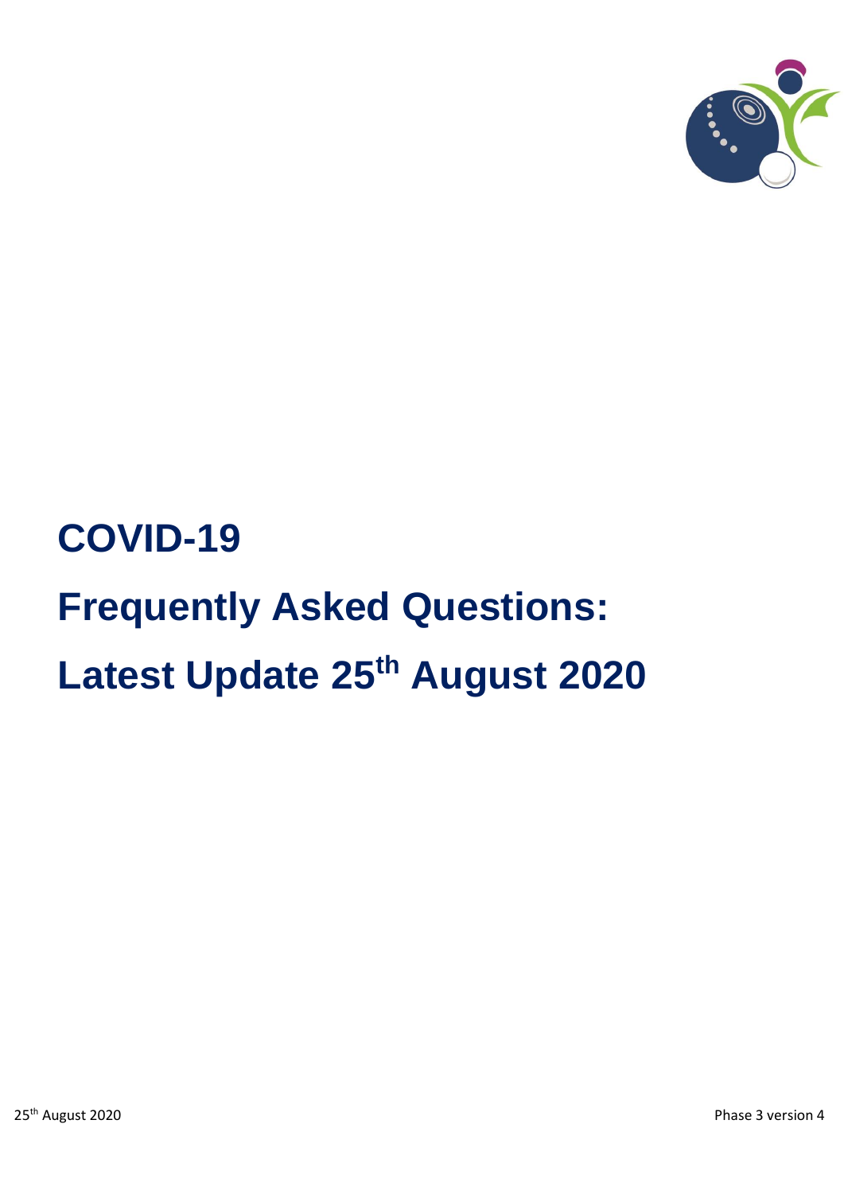# COVID-19

# Frequently Asked Questions:

# Latest Update 25th August 2020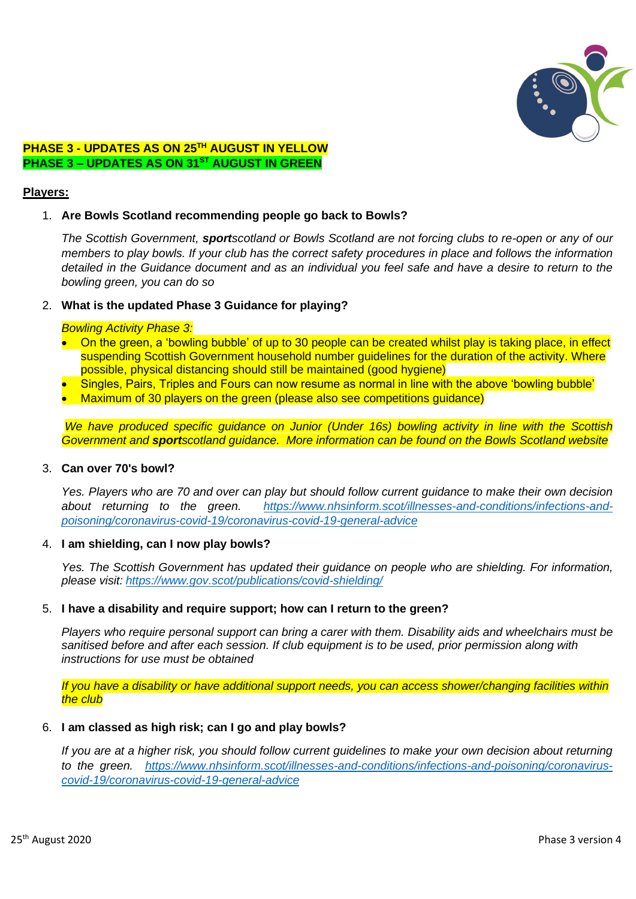**PHASE 3 - UPDATES AS ON 25TH AUGUST IN YELLOW**
**PHASE 3 – UPDATES AS ON 31ST AUGUST IN GREEN**

## Players:

1. **Are Bowls Scotland recommending people go back to Bowls?**

   *The Scottish Government, **sport**scotland or Bowls Scotland are not forcing clubs to re-open or any of our members to play bowls. If your club has the correct safety procedures in place and follows the information detailed in the Guidance document and as an individual you feel safe and have a desire to return to the bowling green, you can do so*

2. **What is the updated Phase 3 Guidance for playing?**

   *Bowling Activity Phase 3:*

   - On the green, a 'bowling bubble' of up to 30 people can be created whilst play is taking place, in effect suspending Scottish Government household number guidelines for the duration of the activity. Where possible, physical distancing should still be maintained (good hygiene)
   - Singles, Pairs, Triples and Fours can now resume as normal in line with the above 'bowling bubble'
   - Maximum of 30 players on the green (please also see competitions guidance)

   *We have produced specific guidance on Junior (Under 16s) bowling activity in line with the Scottish Government and **sport**scotland guidance. More information can be found on the Bowls Scotland website*

3. **Can over 70's bowl?**

   *Yes. Players who are 70 and over can play but should follow current guidance to make their own decision about returning to the green. https://www.nhsinform.scot/illnesses-and-conditions/infections-and-poisoning/coronavirus-covid-19/coronavirus-covid-19-general-advice*

4. **I am shielding, can I now play bowls?**

   *Yes. The Scottish Government has updated their guidance on people who are shielding. For information, please visit: https://www.gov.scot/publications/covid-shielding/*

5. **I have a disability and require support; how can I return to the green?**

   *Players who require personal support can bring a carer with them. Disability aids and wheelchairs must be sanitised before and after each session. If club equipment is to be used, prior permission along with instructions for use must be obtained*

   *If you have a disability or have additional support needs, you can access shower/changing facilities within the club*

6. **I am classed as high risk; can I go and play bowls?**

   *If you are at a higher risk, you should follow current guidelines to make your own decision about returning to the green. https://www.nhsinform.scot/illnesses-and-conditions/infections-and-poisoning/coronavirus-covid-19/coronavirus-covid-19-general-advice*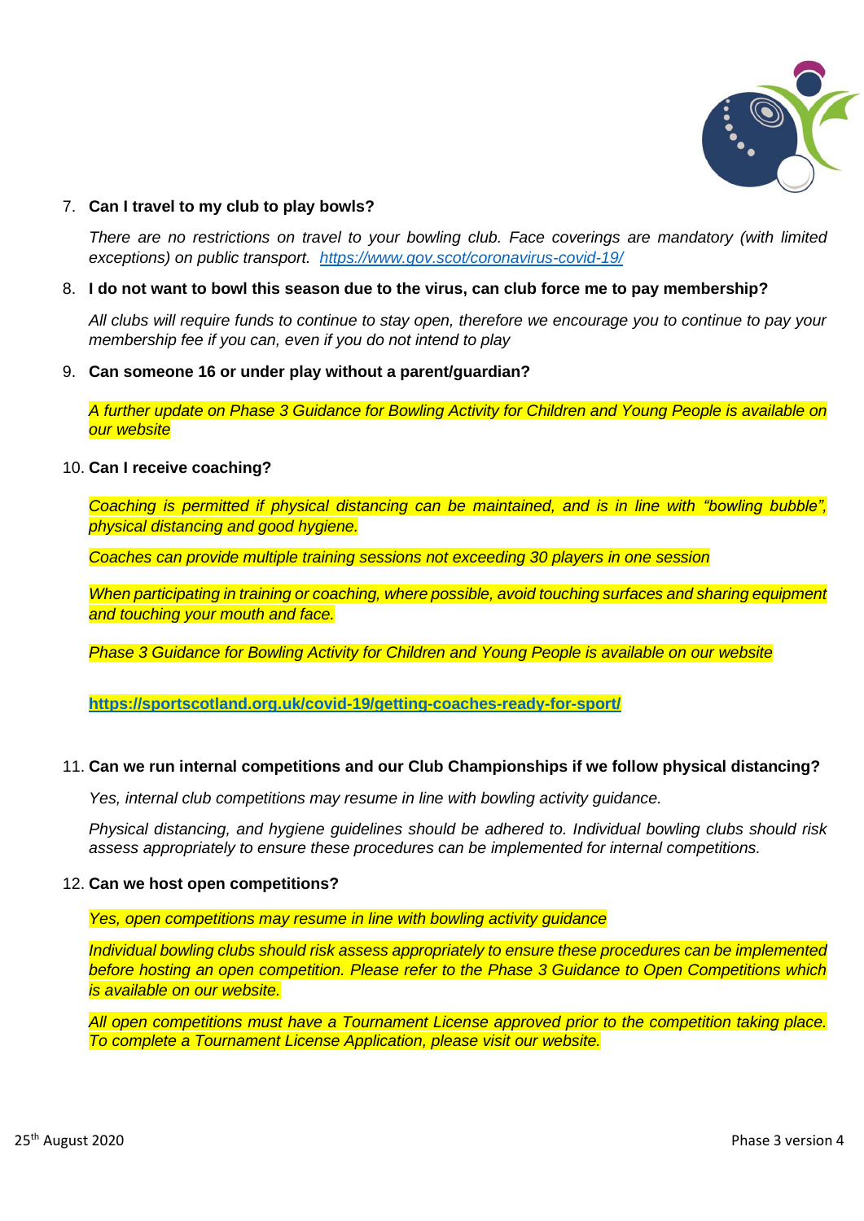7. **Can I travel to my club to play bowls?**

   *There are no restrictions on travel to your bowling club. Face coverings are mandatory (with limited exceptions) on public transport. [https://www.gov.scot/coronavirus-covid-19/](https://www.gov.scot/coronavirus-covid-19/)*

8. **I do not want to bowl this season due to the virus, can club force me to pay membership?**

   *All clubs will require funds to continue to stay open, therefore we encourage you to continue to pay your membership fee if you can, even if you do not intend to play*

9. **Can someone 16 or under play without a parent/guardian?**

   *A further update on Phase 3 Guidance for Bowling Activity for Children and Young People is available on our website*

10. **Can I receive coaching?**

    *Coaching is permitted if physical distancing can be maintained, and is in line with "bowling bubble", physical distancing and good hygiene.*

    *Coaches can provide multiple training sessions not exceeding 30 players in one session*

    *When participating in training or coaching, where possible, avoid touching surfaces and sharing equipment and touching your mouth and face.*

    *Phase 3 Guidance for Bowling Activity for Children and Young People is available on our website*

    **[https://sportscotland.org.uk/covid-19/getting-coaches-ready-for-sport/](https://sportscotland.org.uk/covid-19/getting-coaches-ready-for-sport/)**

11. **Can we run internal competitions and our Club Championships if we follow physical distancing?**

    *Yes, internal club competitions may resume in line with bowling activity guidance.*

    *Physical distancing, and hygiene guidelines should be adhered to. Individual bowling clubs should risk assess appropriately to ensure these procedures can be implemented for internal competitions.*

12. **Can we host open competitions?**

    *Yes, open competitions may resume in line with bowling activity guidance*

    *Individual bowling clubs should risk assess appropriately to ensure these procedures can be implemented before hosting an open competition. Please refer to the Phase 3 Guidance to Open Competitions which is available on our website.*

    *All open competitions must have a Tournament License approved prior to the competition taking place. To complete a Tournament License Application, please visit our website.*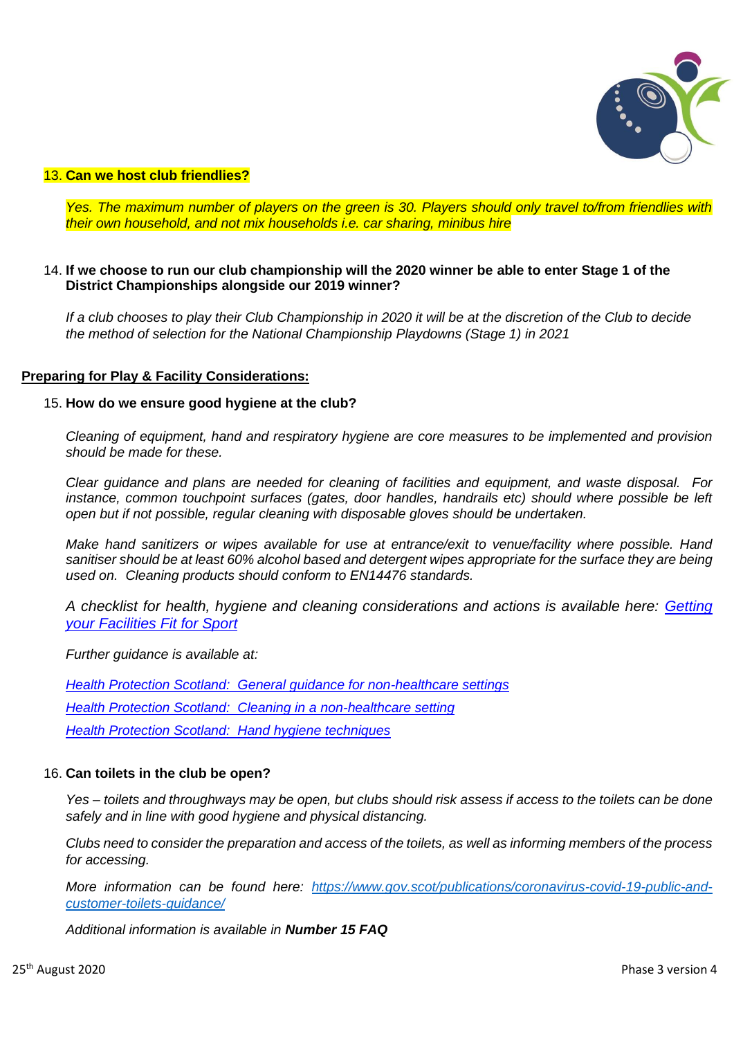13. **Can we host club friendlies?**

*Yes. The maximum number of players on the green is 30. Players should only travel to/from friendlies with their own household, and not mix households i.e. car sharing, minibus hire*

14. **If we choose to run our club championship will the 2020 winner be able to enter Stage 1 of the District Championships alongside our 2019 winner?**

*If a club chooses to play their Club Championship in 2020 it will be at the discretion of the Club to decide the method of selection for the National Championship Playdowns (Stage 1) in 2021*

## Preparing for Play & Facility Considerations:

15. **How do we ensure good hygiene at the club?**

*Cleaning of equipment, hand and respiratory hygiene are core measures to be implemented and provision should be made for these.*

*Clear guidance and plans are needed for cleaning of facilities and equipment, and waste disposal. For instance, common touchpoint surfaces (gates, door handles, handrails etc) should where possible be left open but if not possible, regular cleaning with disposable gloves should be undertaken.*

*Make hand sanitizers or wipes available for use at entrance/exit to venue/facility where possible. Hand sanitiser should be at least 60% alcohol based and detergent wipes appropriate for the surface they are being used on. Cleaning products should conform to EN14476 standards.*

*A checklist for health, hygiene and cleaning considerations and actions is available here: Getting your Facilities Fit for Sport*

*Further guidance is available at:*

*Health Protection Scotland: General guidance for non-healthcare settings*

*Health Protection Scotland: Cleaning in a non-healthcare setting*

*Health Protection Scotland: Hand hygiene techniques*

16. **Can toilets in the club be open?**

*Yes – toilets and throughways may be open, but clubs should risk assess if access to the toilets can be done safely and in line with good hygiene and physical distancing.*

*Clubs need to consider the preparation and access of the toilets, as well as informing members of the process for accessing.*

*More information can be found here: https://www.gov.scot/publications/coronavirus-covid-19-public-and-customer-toilets-guidance/*

*Additional information is available in **Number 15 FAQ***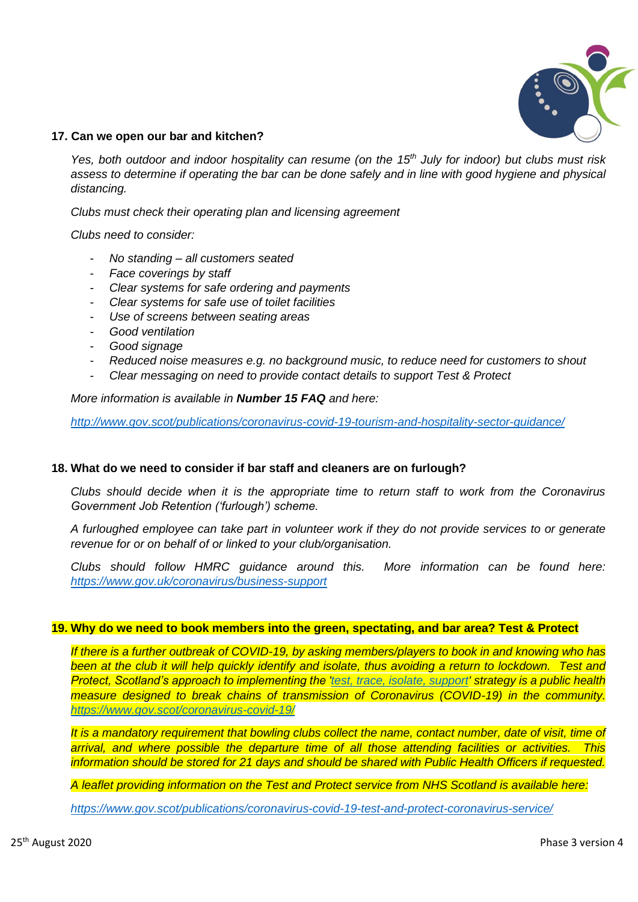### 17. Can we open our bar and kitchen?

*Yes, both outdoor and indoor hospitality can resume (on the 15th July for indoor) but clubs must risk assess to determine if operating the bar can be done safely and in line with good hygiene and physical distancing.*

*Clubs must check their operating plan and licensing agreement*

*Clubs need to consider:*

- *No standing – all customers seated*
- *Face coverings by staff*
- *Clear systems for safe ordering and payments*
- *Clear systems for safe use of toilet facilities*
- *Use of screens between seating areas*
- *Good ventilation*
- *Good signage*
- *Reduced noise measures e.g. no background music, to reduce need for customers to shout*
- *Clear messaging on need to provide contact details to support Test & Protect*

*More information is available in **Number 15 FAQ** and here:*

*http://www.gov.scot/publications/coronavirus-covid-19-tourism-and-hospitality-sector-guidance/*

### 18. What do we need to consider if bar staff and cleaners are on furlough?

*Clubs should decide when it is the appropriate time to return staff to work from the Coronavirus Government Job Retention ('furlough') scheme.*

*A furloughed employee can take part in volunteer work if they do not provide services to or generate revenue for or on behalf of or linked to your club/organisation.*

*Clubs should follow HMRC guidance around this. More information can be found here: https://www.gov.uk/coronavirus/business-support*

### 19. Why do we need to book members into the green, spectating, and bar area? Test & Protect

*If there is a further outbreak of COVID-19, by asking members/players to book in and knowing who has been at the club it will help quickly identify and isolate, thus avoiding a return to lockdown. Test and Protect, Scotland's approach to implementing the 'test, trace, isolate, support' strategy is a public health measure designed to break chains of transmission of Coronavirus (COVID-19) in the community. https://www.gov.scot/coronavirus-covid-19/*

*It is a mandatory requirement that bowling clubs collect the name, contact number, date of visit, time of arrival, and where possible the departure time of all those attending facilities or activities. This information should be stored for 21 days and should be shared with Public Health Officers if requested.*

*A leaflet providing information on the Test and Protect service from NHS Scotland is available here:*

*https://www.gov.scot/publications/coronavirus-covid-19-test-and-protect-coronavirus-service/*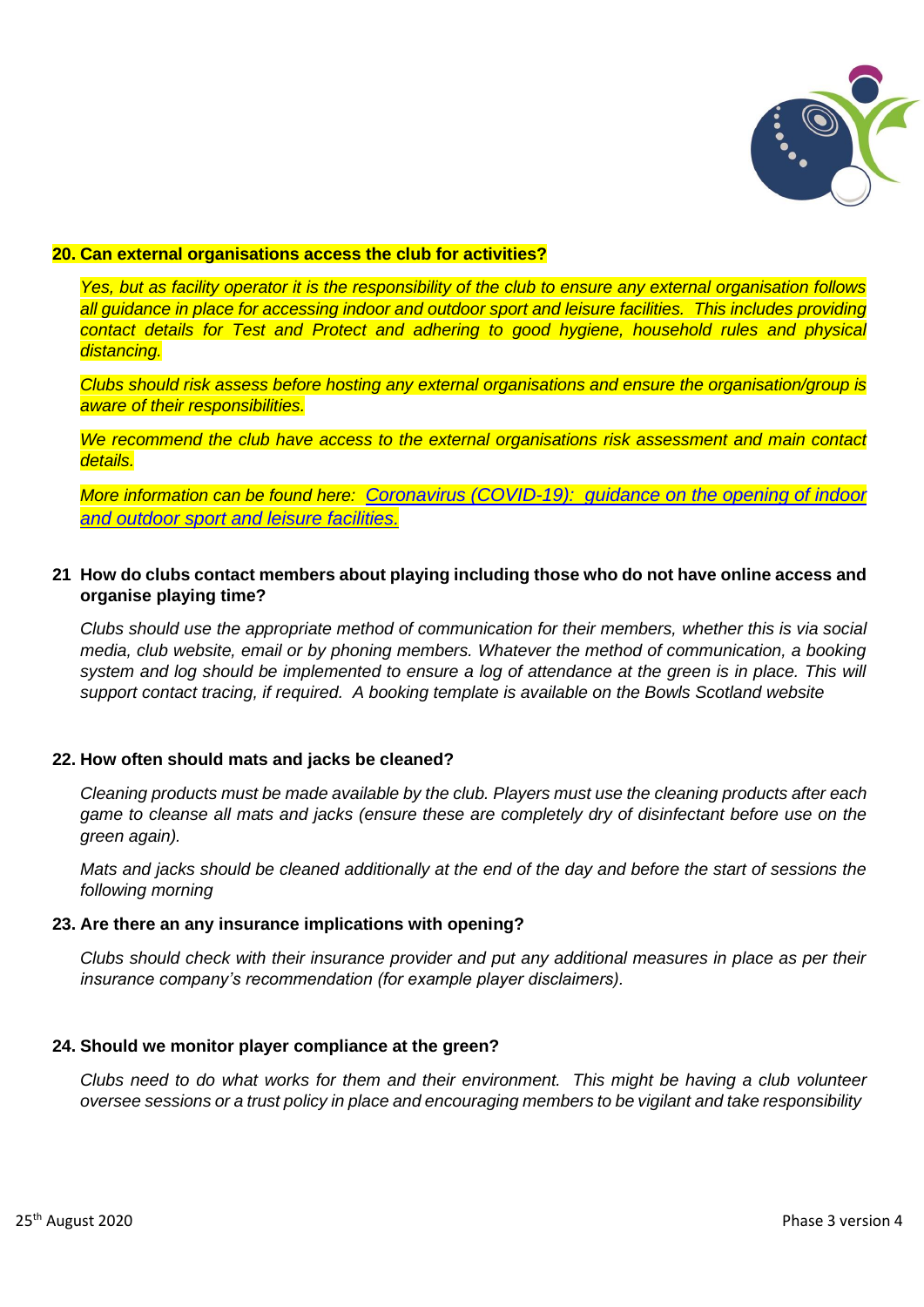**20. Can external organisations access the club for activities?**

*Yes, but as facility operator it is the responsibility of the club to ensure any external organisation follows all guidance in place for accessing indoor and outdoor sport and leisure facilities. This includes providing contact details for Test and Protect and adhering to good hygiene, household rules and physical distancing.*

*Clubs should risk assess before hosting any external organisations and ensure the organisation/group is aware of their responsibilities.*

*We recommend the club have access to the external organisations risk assessment and main contact details.*

*More information can be found here: [Coronavirus (COVID-19): guidance on the opening of indoor and outdoor sport and leisure facilities.]()*

**21 How do clubs contact members about playing including those who do not have online access and organise playing time?**

*Clubs should use the appropriate method of communication for their members, whether this is via social media, club website, email or by phoning members. Whatever the method of communication, a booking system and log should be implemented to ensure a log of attendance at the green is in place. This will support contact tracing, if required. A booking template is available on the Bowls Scotland website*

**22. How often should mats and jacks be cleaned?**

*Cleaning products must be made available by the club. Players must use the cleaning products after each game to cleanse all mats and jacks (ensure these are completely dry of disinfectant before use on the green again).*

*Mats and jacks should be cleaned additionally at the end of the day and before the start of sessions the following morning*

**23. Are there an any insurance implications with opening?**

*Clubs should check with their insurance provider and put any additional measures in place as per their insurance company's recommendation (for example player disclaimers).*

**24. Should we monitor player compliance at the green?**

*Clubs need to do what works for them and their environment. This might be having a club volunteer oversee sessions or a trust policy in place and encouraging members to be vigilant and take responsibility*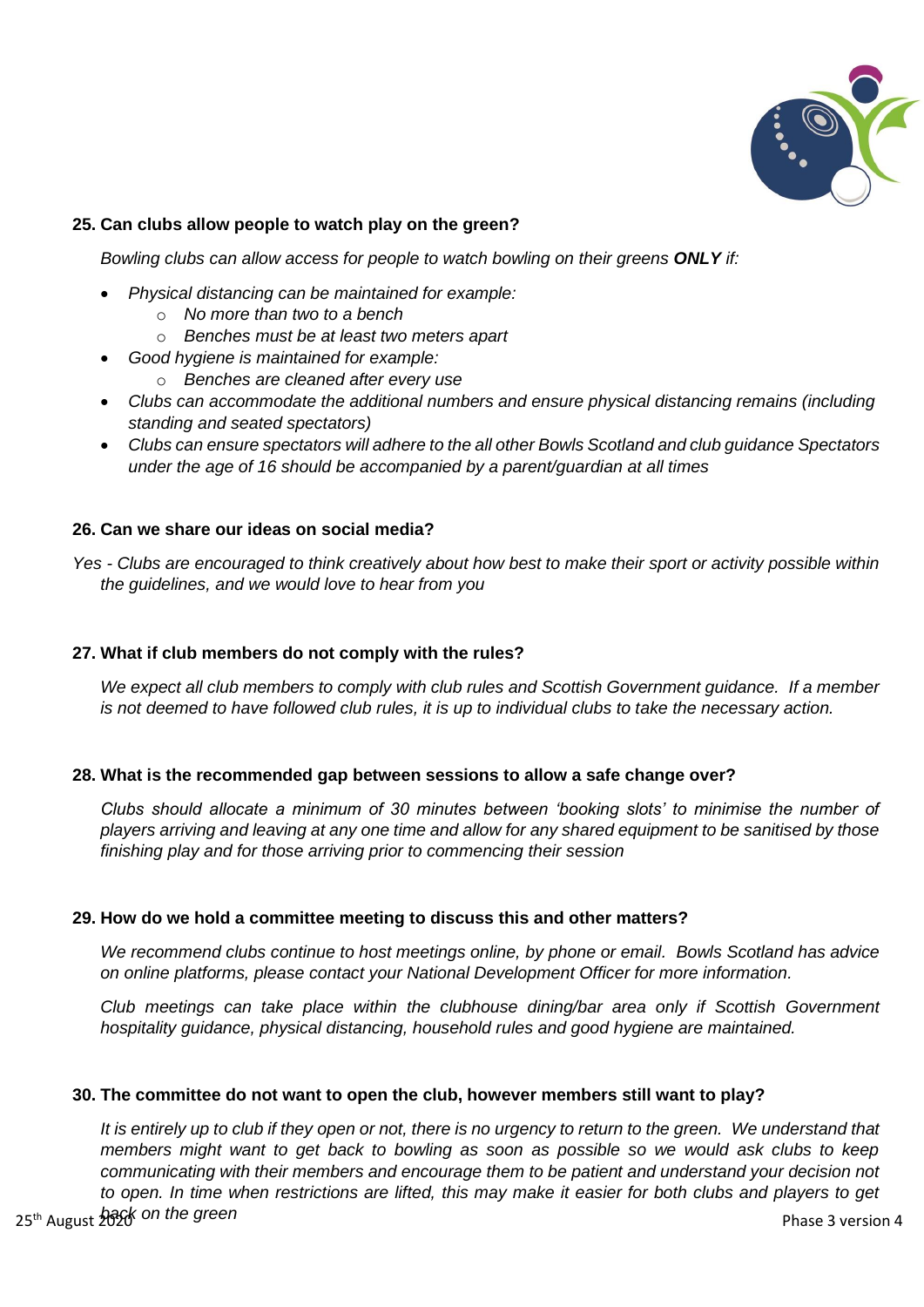### 25. Can clubs allow people to watch play on the green?

*Bowling clubs can allow access for people to watch bowling on their greens **ONLY** if:*

- *Physical distancing can be maintained for example:*
  - *No more than two to a bench*
  - *Benches must be at least two meters apart*
- *Good hygiene is maintained for example:*
  - *Benches are cleaned after every use*
- *Clubs can accommodate the additional numbers and ensure physical distancing remains (including standing and seated spectators)*
- *Clubs can ensure spectators will adhere to the all other Bowls Scotland and club guidance Spectators under the age of 16 should be accompanied by a parent/guardian at all times*

### 26. Can we share our ideas on social media?

*Yes - Clubs are encouraged to think creatively about how best to make their sport or activity possible within the guidelines, and we would love to hear from you*

### 27. What if club members do not comply with the rules?

*We expect all club members to comply with club rules and Scottish Government guidance. If a member is not deemed to have followed club rules, it is up to individual clubs to take the necessary action.*

### 28. What is the recommended gap between sessions to allow a safe change over?

*Clubs should allocate a minimum of 30 minutes between 'booking slots' to minimise the number of players arriving and leaving at any one time and allow for any shared equipment to be sanitised by those finishing play and for those arriving prior to commencing their session*

### 29. How do we hold a committee meeting to discuss this and other matters?

*We recommend clubs continue to host meetings online, by phone or email. Bowls Scotland has advice on online platforms, please contact your National Development Officer for more information.*

*Club meetings can take place within the clubhouse dining/bar area only if Scottish Government hospitality guidance, physical distancing, household rules and good hygiene are maintained.*

### 30. The committee do not want to open the club, however members still want to play?

*It is entirely up to club if they open or not, there is no urgency to return to the green. We understand that members might want to get back to bowling as soon as possible so we would ask clubs to keep communicating with their members and encourage them to be patient and understand your decision not to open. In time when restrictions are lifted, this may make it easier for both clubs and players to get back on the green*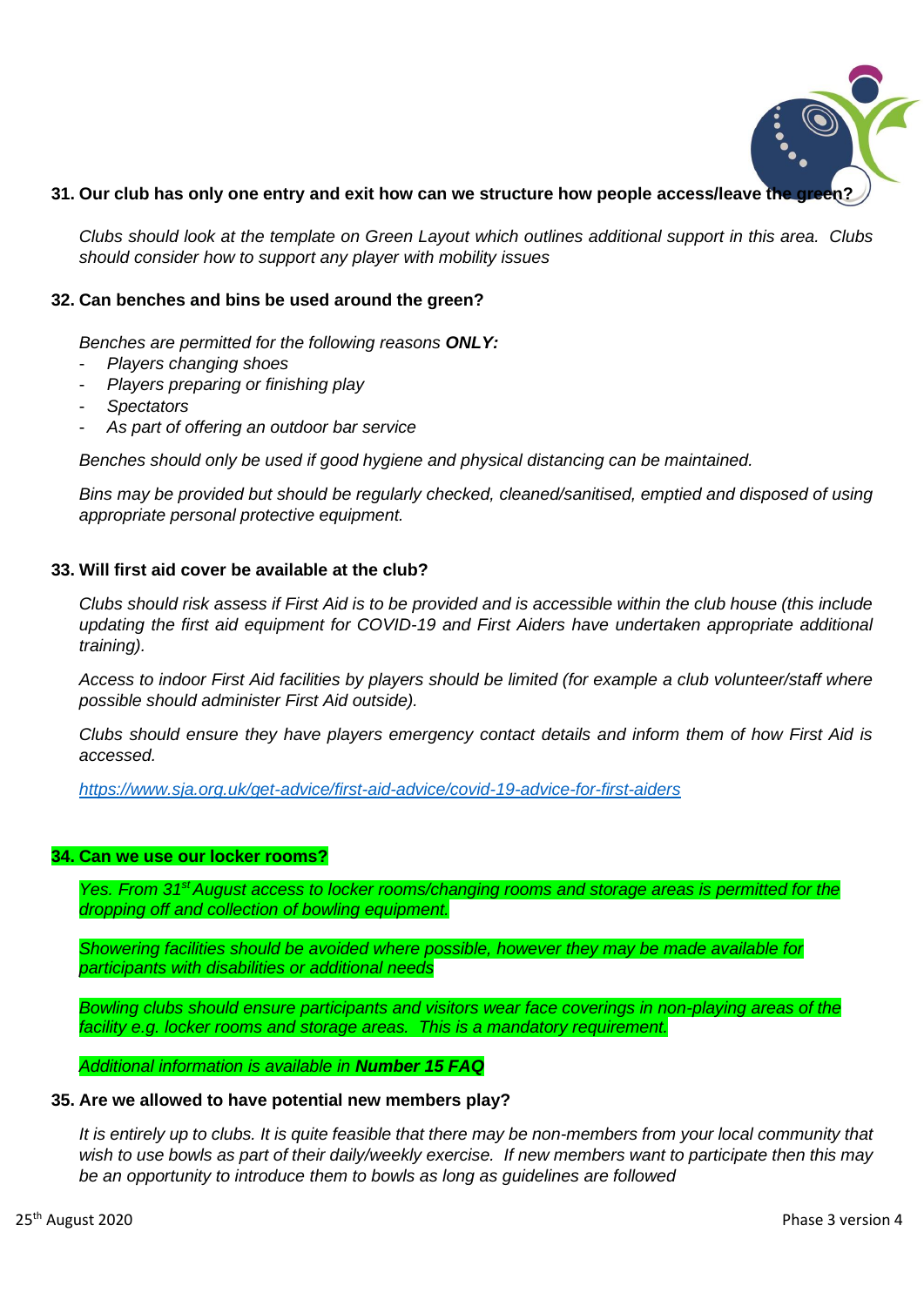**31. Our club has only one entry and exit how can we structure how people access/leave the green?**

*Clubs should look at the template on Green Layout which outlines additional support in this area. Clubs should consider how to support any player with mobility issues*

**32. Can benches and bins be used around the green?**

*Benches are permitted for the following reasons **ONLY:***

- *Players changing shoes*
- *Players preparing or finishing play*
- *Spectators*
- *As part of offering an outdoor bar service*

*Benches should only be used if good hygiene and physical distancing can be maintained.*

*Bins may be provided but should be regularly checked, cleaned/sanitised, emptied and disposed of using appropriate personal protective equipment.*

**33. Will first aid cover be available at the club?**

*Clubs should risk assess if First Aid is to be provided and is accessible within the club house (this include updating the first aid equipment for COVID-19 and First Aiders have undertaken appropriate additional training).*

*Access to indoor First Aid facilities by players should be limited (for example a club volunteer/staff where possible should administer First Aid outside).*

*Clubs should ensure they have players emergency contact details and inform them of how First Aid is accessed.*

*https://www.sja.org.uk/get-advice/first-aid-advice/covid-19-advice-for-first-aiders*

**34. Can we use our locker rooms?**

*Yes. From 31st August access to locker rooms/changing rooms and storage areas is permitted for the dropping off and collection of bowling equipment.*

*Showering facilities should be avoided where possible, however they may be made available for participants with disabilities or additional needs*

*Bowling clubs should ensure participants and visitors wear face coverings in non-playing areas of the facility e.g. locker rooms and storage areas. This is a mandatory requirement.*

*Additional information is available in **Number 15 FAQ***

**35. Are we allowed to have potential new members play?**

*It is entirely up to clubs. It is quite feasible that there may be non-members from your local community that wish to use bowls as part of their daily/weekly exercise. If new members want to participate then this may be an opportunity to introduce them to bowls as long as guidelines are followed*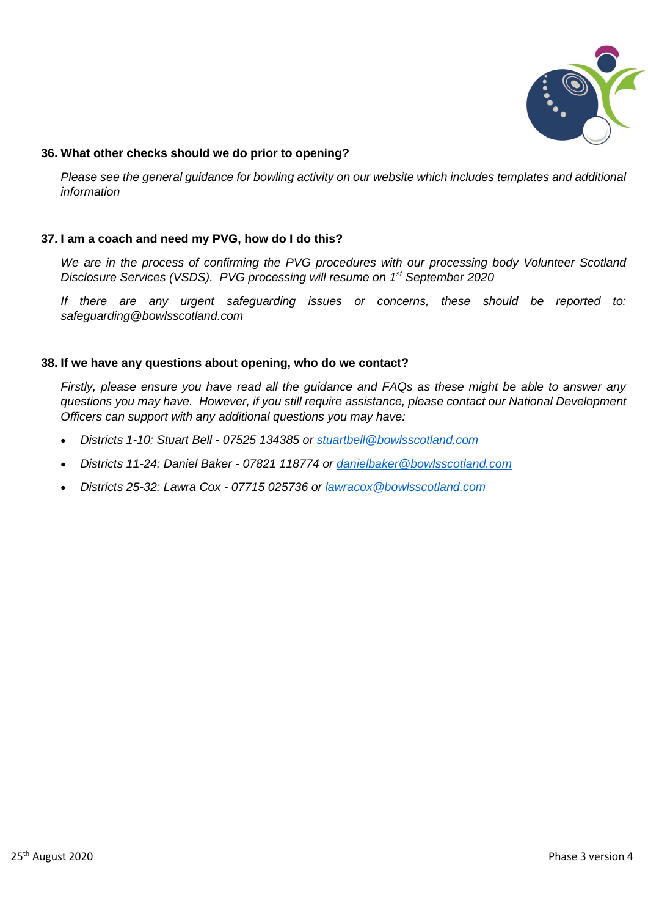**36. What other checks should we do prior to opening?**

*Please see the general guidance for bowling activity on our website which includes templates and additional information*

**37. I am a coach and need my PVG, how do I do this?**

*We are in the process of confirming the PVG procedures with our processing body Volunteer Scotland Disclosure Services (VSDS). PVG processing will resume on 1st September 2020*

*If there are any urgent safeguarding issues or concerns, these should be reported to: safeguarding@bowlsscotland.com*

**38. If we have any questions about opening, who do we contact?**

*Firstly, please ensure you have read all the guidance and FAQs as these might be able to answer any questions you may have. However, if you still require assistance, please contact our National Development Officers can support with any additional questions you may have:*

- *Districts 1-10: Stuart Bell - 07525 134385 or stuartbell@bowlsscotland.com*
- *Districts 11-24: Daniel Baker - 07821 118774 or danielbaker@bowlsscotland.com*
- *Districts 25-32: Lawra Cox - 07715 025736 or lawracox@bowlsscotland.com*